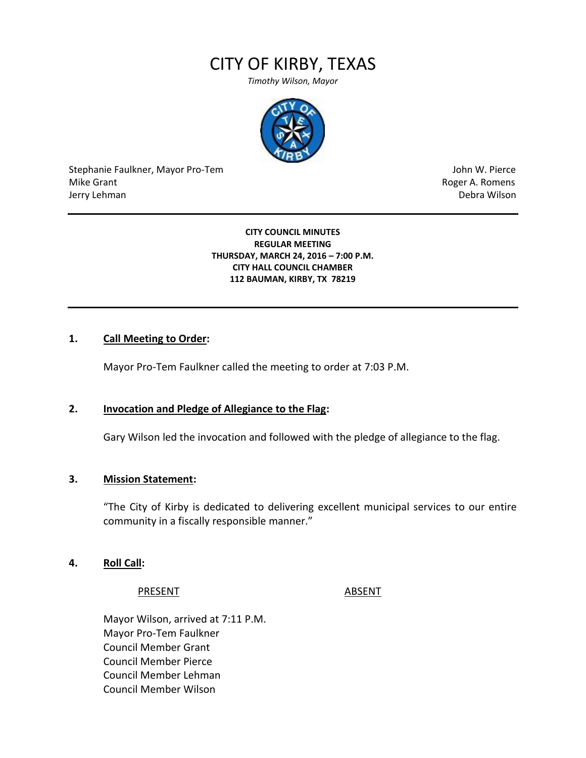# CITY OF KIRBY, TEXAS

*Timothy Wilson, Mayor*

Stephanie Faulkner, Mayor Pro-Tem
Mike Grant
Jerry Lehman

John W. Pierce
Roger A. Romens
Debra Wilson

---

**CITY COUNCIL MINUTES**
**REGULAR MEETING**
**THURSDAY, MARCH 24, 2016 – 7:00 P.M.**
**CITY HALL COUNCIL CHAMBER**
**112 BAUMAN, KIRBY, TX 78219**

---

**1. Call Meeting to Order:**

Mayor Pro-Tem Faulkner called the meeting to order at 7:03 P.M.

**2. Invocation and Pledge of Allegiance to the Flag:**

Gary Wilson led the invocation and followed with the pledge of allegiance to the flag.

**3. Mission Statement:**

"The City of Kirby is dedicated to delivering excellent municipal services to our entire community in a fiscally responsible manner."

**4. Roll Call:**

| PRESENT | ABSENT |
|---|---|
| Mayor Wilson, arrived at 7:11 P.M. | |
| Mayor Pro-Tem Faulkner | |
| Council Member Grant | |
| Council Member Pierce | |
| Council Member Lehman | |
| Council Member Wilson | |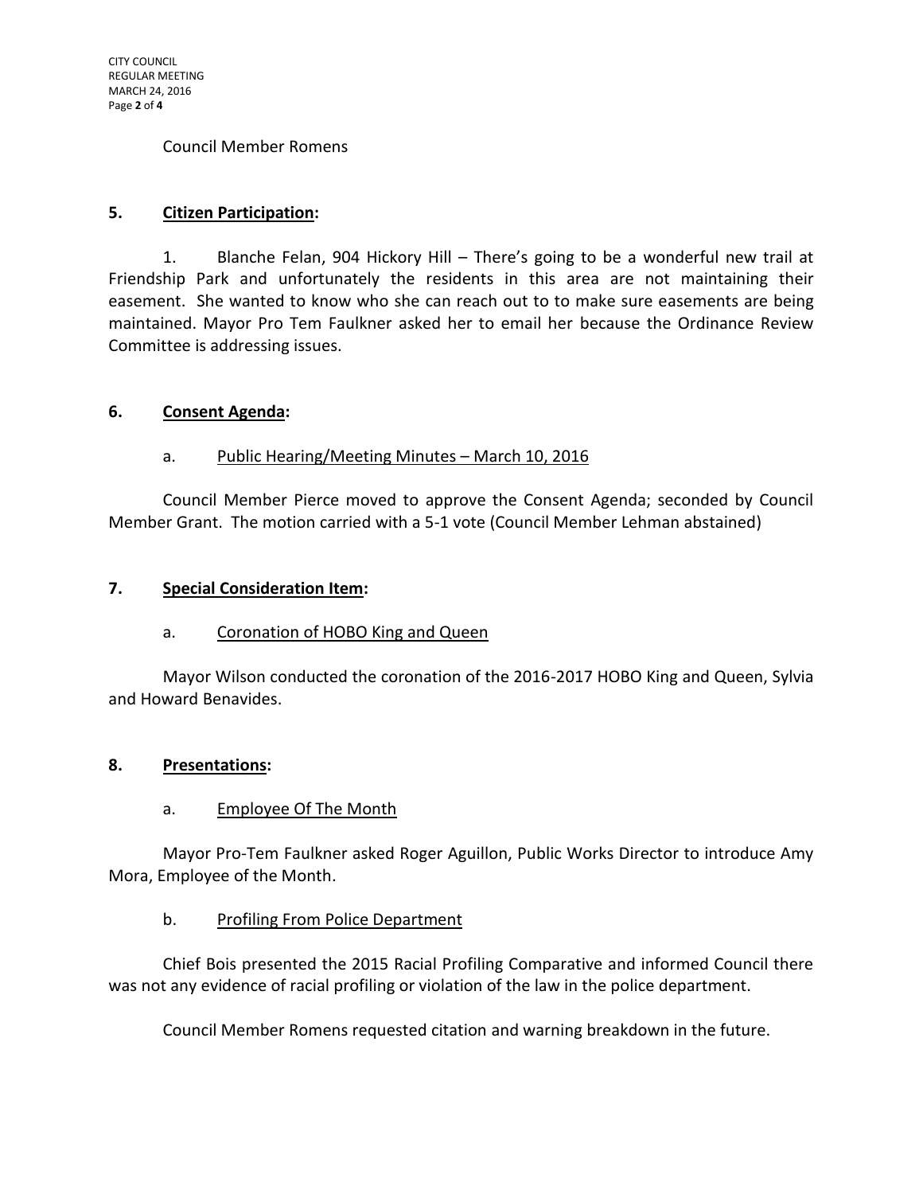Council Member Romens

## 5. Citizen Participation:

1. Blanche Felan, 904 Hickory Hill – There's going to be a wonderful new trail at Friendship Park and unfortunately the residents in this area are not maintaining their easement. She wanted to know who she can reach out to to make sure easements are being maintained. Mayor Pro Tem Faulkner asked her to email her because the Ordinance Review Committee is addressing issues.

## 6. Consent Agenda:

a. Public Hearing/Meeting Minutes – March 10, 2016

Council Member Pierce moved to approve the Consent Agenda; seconded by Council Member Grant. The motion carried with a 5-1 vote (Council Member Lehman abstained)

## 7. Special Consideration Item:

a. Coronation of HOBO King and Queen

Mayor Wilson conducted the coronation of the 2016-2017 HOBO King and Queen, Sylvia and Howard Benavides.

## 8. Presentations:

a. Employee Of The Month

Mayor Pro-Tem Faulkner asked Roger Aguillon, Public Works Director to introduce Amy Mora, Employee of the Month.

b. Profiling From Police Department

Chief Bois presented the 2015 Racial Profiling Comparative and informed Council there was not any evidence of racial profiling or violation of the law in the police department.

Council Member Romens requested citation and warning breakdown in the future.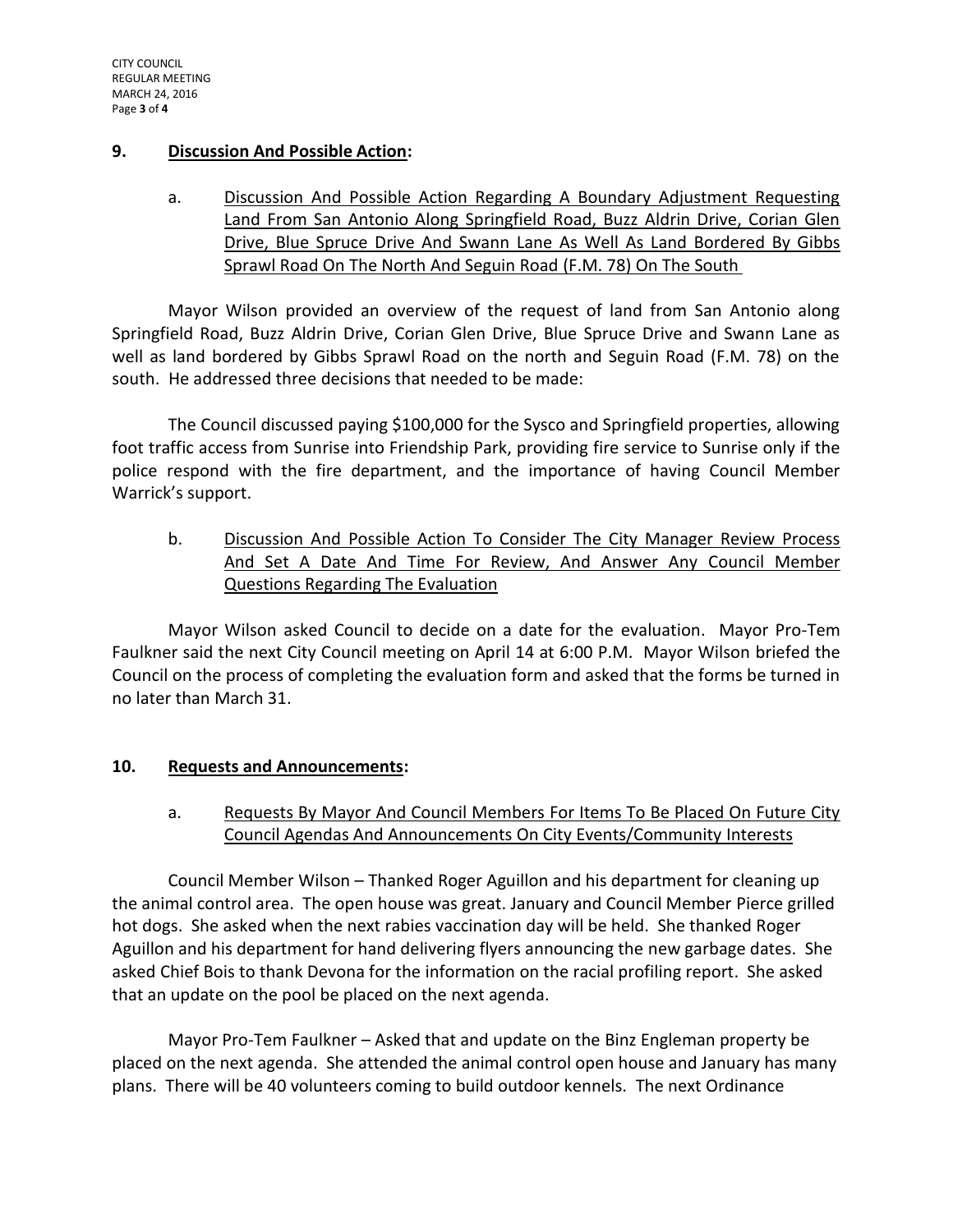**9. Discussion And Possible Action:**

a. Discussion And Possible Action Regarding A Boundary Adjustment Requesting Land From San Antonio Along Springfield Road, Buzz Aldrin Drive, Corian Glen Drive, Blue Spruce Drive And Swann Lane As Well As Land Bordered By Gibbs Sprawl Road On The North And Seguin Road (F.M. 78) On The South

Mayor Wilson provided an overview of the request of land from San Antonio along Springfield Road, Buzz Aldrin Drive, Corian Glen Drive, Blue Spruce Drive and Swann Lane as well as land bordered by Gibbs Sprawl Road on the north and Seguin Road (F.M. 78) on the south. He addressed three decisions that needed to be made:

The Council discussed paying $100,000 for the Sysco and Springfield properties, allowing foot traffic access from Sunrise into Friendship Park, providing fire service to Sunrise only if the police respond with the fire department, and the importance of having Council Member Warrick's support.

b. Discussion And Possible Action To Consider The City Manager Review Process And Set A Date And Time For Review, And Answer Any Council Member Questions Regarding The Evaluation

Mayor Wilson asked Council to decide on a date for the evaluation. Mayor Pro-Tem Faulkner said the next City Council meeting on April 14 at 6:00 P.M. Mayor Wilson briefed the Council on the process of completing the evaluation form and asked that the forms be turned in no later than March 31.

**10. Requests and Announcements:**

a. Requests By Mayor And Council Members For Items To Be Placed On Future City Council Agendas And Announcements On City Events/Community Interests

Council Member Wilson – Thanked Roger Aguillon and his department for cleaning up the animal control area. The open house was great. January and Council Member Pierce grilled hot dogs. She asked when the next rabies vaccination day will be held. She thanked Roger Aguillon and his department for hand delivering flyers announcing the new garbage dates. She asked Chief Bois to thank Devona for the information on the racial profiling report. She asked that an update on the pool be placed on the next agenda.

Mayor Pro-Tem Faulkner – Asked that and update on the Binz Engleman property be placed on the next agenda. She attended the animal control open house and January has many plans. There will be 40 volunteers coming to build outdoor kennels. The next Ordinance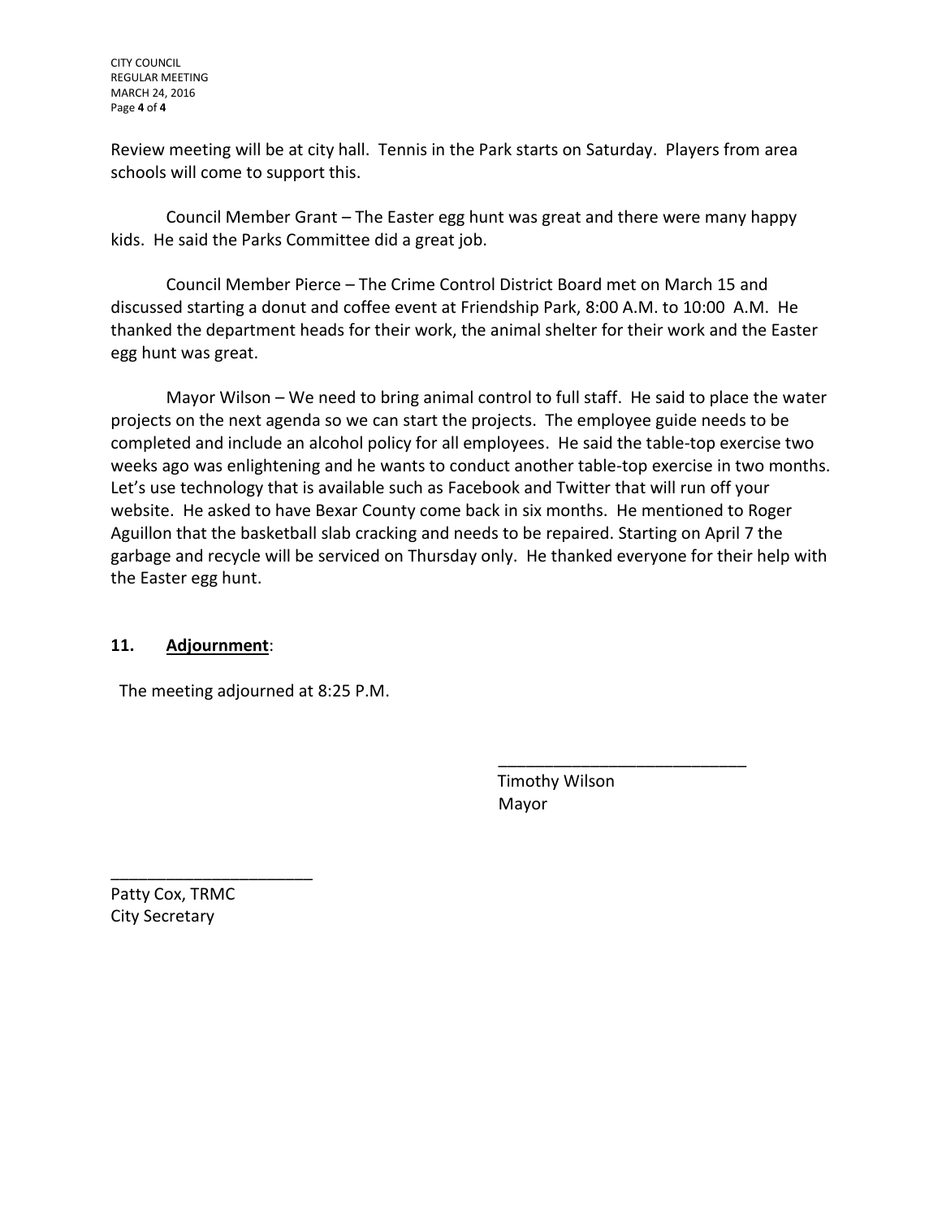Review meeting will be at city hall. Tennis in the Park starts on Saturday. Players from area schools will come to support this.

Council Member Grant – The Easter egg hunt was great and there were many happy kids. He said the Parks Committee did a great job.

Council Member Pierce – The Crime Control District Board met on March 15 and discussed starting a donut and coffee event at Friendship Park, 8:00 A.M. to 10:00 A.M. He thanked the department heads for their work, the animal shelter for their work and the Easter egg hunt was great.

Mayor Wilson – We need to bring animal control to full staff. He said to place the water projects on the next agenda so we can start the projects. The employee guide needs to be completed and include an alcohol policy for all employees. He said the table-top exercise two weeks ago was enlightening and he wants to conduct another table-top exercise in two months. Let's use technology that is available such as Facebook and Twitter that will run off your website. He asked to have Bexar County come back in six months. He mentioned to Roger Aguillon that the basketball slab cracking and needs to be repaired. Starting on April 7 the garbage and recycle will be serviced on Thursday only. He thanked everyone for their help with the Easter egg hunt.

**11. Adjournment**:

The meeting adjourned at 8:25 P.M.

___________________________
Timothy Wilson
Mayor

______________________
Patty Cox, TRMC
City Secretary